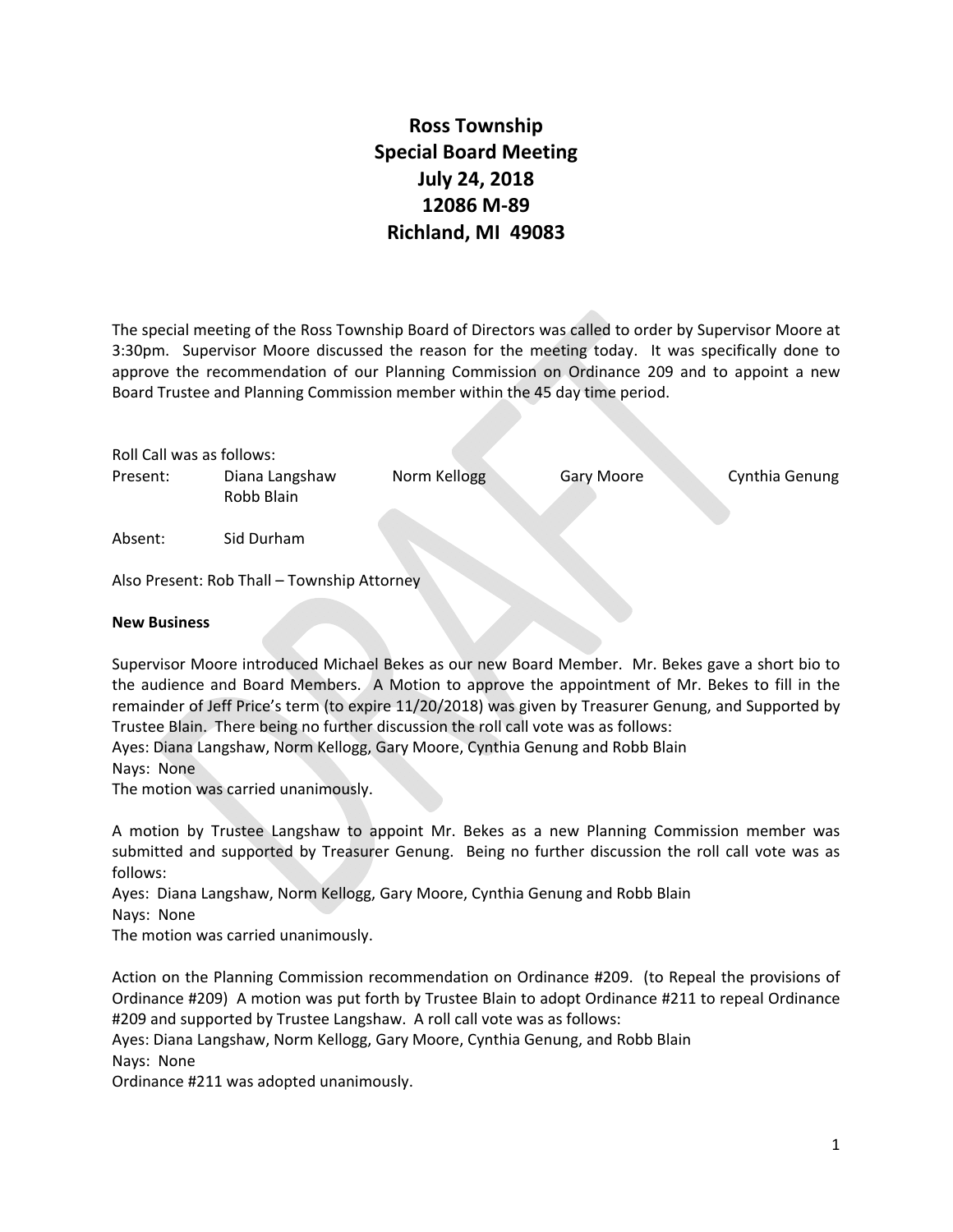# Ross Township
## Special Board Meeting
## July 24, 2018
## 12086 M-89
## Richland, MI 49083

The special meeting of the Ross Township Board of Directors was called to order by Supervisor Moore at 3:30pm. Supervisor Moore discussed the reason for the meeting today. It was specifically done to approve the recommendation of our Planning Commission on Ordinance 209 and to appoint a new Board Trustee and Planning Commission member within the 45 day time period.

Roll Call was as follows:

Present: Diana Langshaw, Norm Kellogg, Gary Moore, Cynthia Genung, Robb Blain

Absent: Sid Durham

Also Present: Rob Thall – Township Attorney

**New Business**

Supervisor Moore introduced Michael Bekes as our new Board Member. Mr. Bekes gave a short bio to the audience and Board Members. A Motion to approve the appointment of Mr. Bekes to fill in the remainder of Jeff Price's term (to expire 11/20/2018) was given by Treasurer Genung, and Supported by Trustee Blain. There being no further discussion the roll call vote was as follows:
Ayes: Diana Langshaw, Norm Kellogg, Gary Moore, Cynthia Genung and Robb Blain
Nays: None
The motion was carried unanimously.

A motion by Trustee Langshaw to appoint Mr. Bekes as a new Planning Commission member was submitted and supported by Treasurer Genung. Being no further discussion the roll call vote was as follows:
Ayes: Diana Langshaw, Norm Kellogg, Gary Moore, Cynthia Genung and Robb Blain
Nays: None
The motion was carried unanimously.

Action on the Planning Commission recommendation on Ordinance #209. (to Repeal the provisions of Ordinance #209) A motion was put forth by Trustee Blain to adopt Ordinance #211 to repeal Ordinance #209 and supported by Trustee Langshaw. A roll call vote was as follows:
Ayes: Diana Langshaw, Norm Kellogg, Gary Moore, Cynthia Genung, and Robb Blain
Nays: None
Ordinance #211 was adopted unanimously.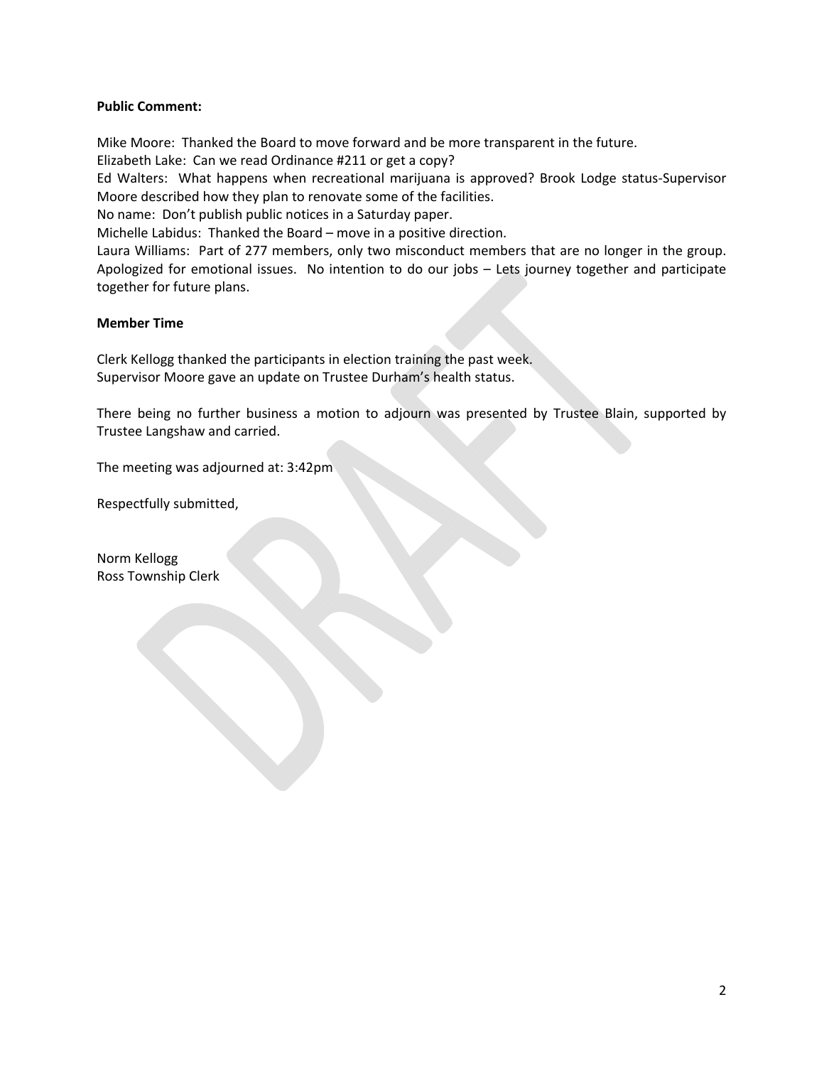**Public Comment:**

Mike Moore: Thanked the Board to move forward and be more transparent in the future.
Elizabeth Lake: Can we read Ordinance #211 or get a copy?
Ed Walters: What happens when recreational marijuana is approved? Brook Lodge status-Supervisor Moore described how they plan to renovate some of the facilities.
No name: Don't publish public notices in a Saturday paper.
Michelle Labidus: Thanked the Board – move in a positive direction.
Laura Williams: Part of 277 members, only two misconduct members that are no longer in the group. Apologized for emotional issues. No intention to do our jobs – Lets journey together and participate together for future plans.

**Member Time**

Clerk Kellogg thanked the participants in election training the past week.
Supervisor Moore gave an update on Trustee Durham's health status.

There being no further business a motion to adjourn was presented by Trustee Blain, supported by Trustee Langshaw and carried.

The meeting was adjourned at: 3:42pm

Respectfully submitted,

Norm Kellogg
Ross Township Clerk